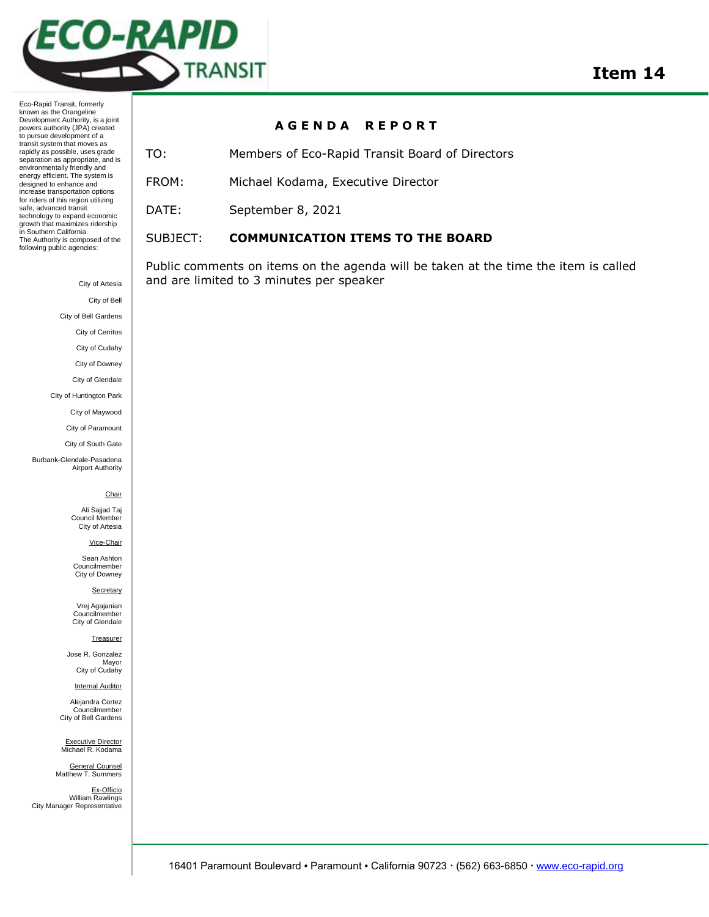ECO-RAPID TRANSIT

# Item 14

Eco-Rapid Transit, formerly known as the Orangeline Development Authority, is a joint powers authority (JPA) created to pursue development of a transit system that moves as rapidly as possible, uses grade separation as appropriate, and is environmentally friendly and energy efficient. The system is designed to enhance and increase transportation options for riders of this region utilizing safe, advanced transit technology to expand economic growth that maximizes ridership in Southern California.
The Authority is composed of the following public agencies:

City of Artesia

City of Bell

City of Bell Gardens

City of Cerritos

City of Cudahy

City of Downey

City of Glendale

City of Huntington Park

City of Maywood

City of Paramount

City of South Gate

Burbank-Glendale-Pasadena Airport Authority

Chair

Ali Sajjad Taj
Council Member
City of Artesia

Vice-Chair

Sean Ashton
Councilmember
City of Downey

Secretary

Vrej Agajanian
Councilmember
City of Glendale

Treasurer

Jose R. Gonzalez
Mayor
City of Cudahy

Internal Auditor

Alejandra Cortez
Councilmember
City of Bell Gardens

Executive Director
Michael R. Kodama

General Counsel
Matthew T. Summers

Ex-Officio
William Rawlings
City Manager Representative

## AGENDA REPORT

TO: Members of Eco-Rapid Transit Board of Directors

FROM: Michael Kodama, Executive Director

DATE: September 8, 2021

SUBJECT: **COMMUNICATION ITEMS TO THE BOARD**

Public comments on items on the agenda will be taken at the time the item is called and are limited to 3 minutes per speaker

16401 Paramount Boulevard ▪ Paramount ▪ California 90723 · (562) 663-6850 · www.eco-rapid.org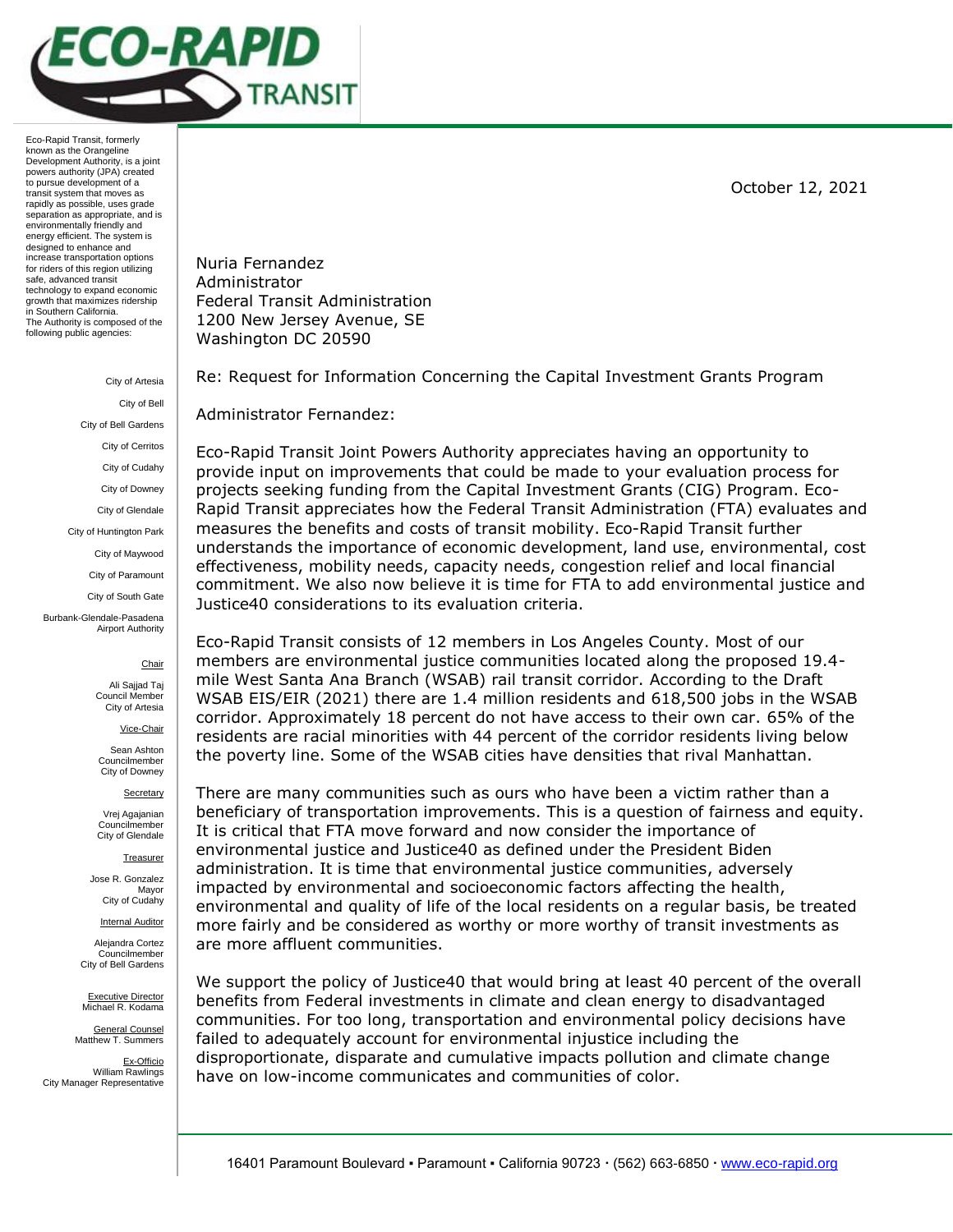Eco-Rapid Transit, formerly known as the Orangeline Development Authority, is a joint powers authority (JPA) created to pursue development of a transit system that moves as rapidly as possible, uses grade separation as appropriate, and is environmentally friendly and energy efficient. The system is designed to enhance and increase transportation options for riders of this region utilizing safe, advanced transit technology to expand economic growth that maximizes ridership in Southern California. The Authority is composed of the following public agencies:

City of Artesia
City of Bell
City of Bell Gardens
City of Cerritos
City of Cudahy
City of Downey
City of Glendale
City of Huntington Park
City of Maywood
City of Paramount
City of South Gate
Burbank-Glendale-Pasadena Airport Authority

Chair
Ali Sajjad Taj
Council Member
City of Artesia

Vice-Chair
Sean Ashton
Councilmember
City of Downey

Secretary
Vrej Agajanian
Councilmember
City of Glendale

Treasurer
Jose R. Gonzalez
Mayor
City of Cudahy

Internal Auditor
Alejandra Cortez
Councilmember
City of Bell Gardens

Executive Director
Michael R. Kodama

General Counsel
Matthew T. Summers

Ex-Officio
William Rawlings
City Manager Representative

October 12, 2021

Nuria Fernandez
Administrator
Federal Transit Administration
1200 New Jersey Avenue, SE
Washington DC 20590

Re: Request for Information Concerning the Capital Investment Grants Program

Administrator Fernandez:

Eco-Rapid Transit Joint Powers Authority appreciates having an opportunity to provide input on improvements that could be made to your evaluation process for projects seeking funding from the Capital Investment Grants (CIG) Program. Eco-Rapid Transit appreciates how the Federal Transit Administration (FTA) evaluates and measures the benefits and costs of transit mobility. Eco-Rapid Transit further understands the importance of economic development, land use, environmental, cost effectiveness, mobility needs, capacity needs, congestion relief and local financial commitment. We also now believe it is time for FTA to add environmental justice and Justice40 considerations to its evaluation criteria.

Eco-Rapid Transit consists of 12 members in Los Angeles County. Most of our members are environmental justice communities located along the proposed 19.4-mile West Santa Ana Branch (WSAB) rail transit corridor. According to the Draft WSAB EIS/EIR (2021) there are 1.4 million residents and 618,500 jobs in the WSAB corridor. Approximately 18 percent do not have access to their own car. 65% of the residents are racial minorities with 44 percent of the corridor residents living below the poverty line. Some of the WSAB cities have densities that rival Manhattan.

There are many communities such as ours who have been a victim rather than a beneficiary of transportation improvements. This is a question of fairness and equity. It is critical that FTA move forward and now consider the importance of environmental justice and Justice40 as defined under the President Biden administration. It is time that environmental justice communities, adversely impacted by environmental and socioeconomic factors affecting the health, environmental and quality of life of the local residents on a regular basis, be treated more fairly and be considered as worthy or more worthy of transit investments as are more affluent communities.

We support the policy of Justice40 that would bring at least 40 percent of the overall benefits from Federal investments in climate and clean energy to disadvantaged communities. For too long, transportation and environmental policy decisions have failed to adequately account for environmental injustice including the disproportionate, disparate and cumulative impacts pollution and climate change have on low-income communicates and communities of color.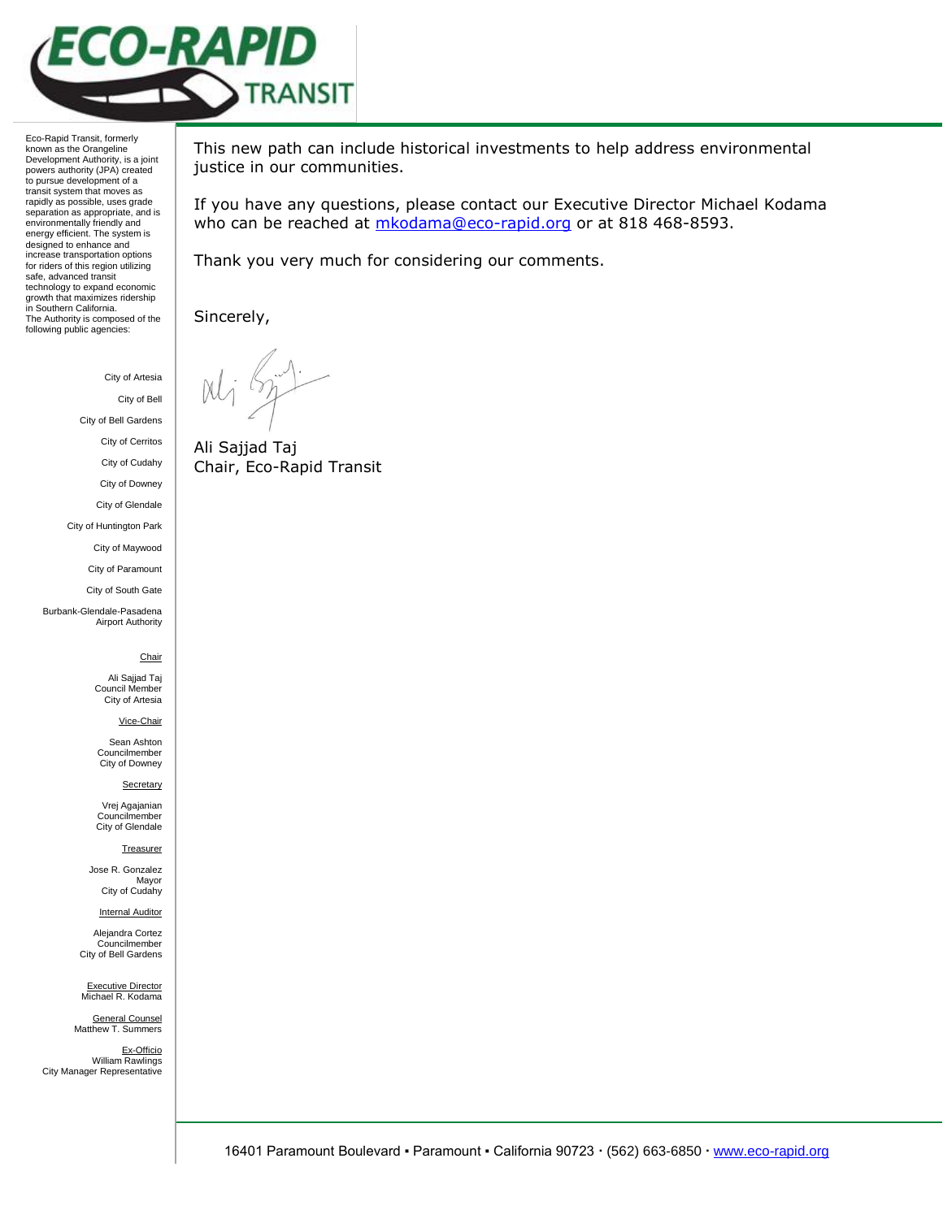Eco-Rapid Transit, formerly known as the Orangeline Development Authority, is a joint powers authority (JPA) created to pursue development of a transit system that moves as rapidly as possible, uses grade separation as appropriate, and is environmentally friendly and energy efficient. The system is designed to enhance and increase transportation options for riders of this region utilizing safe, advanced transit technology to expand economic growth that maximizes ridership in Southern California.
The Authority is composed of the following public agencies:

City of Artesia
City of Bell
City of Bell Gardens
City of Cerritos
City of Cudahy
City of Downey
City of Glendale
City of Huntington Park
City of Maywood
City of Paramount
City of South Gate
Burbank-Glendale-Pasadena Airport Authority

Chair
Ali Sajjad Taj
Council Member
City of Artesia

Vice-Chair
Sean Ashton
Councilmember
City of Downey

Secretary
Vrej Agajanian
Councilmember
City of Glendale

Treasurer
Jose R. Gonzalez
Mayor
City of Cudahy

Internal Auditor
Alejandra Cortez
Councilmember
City of Bell Gardens

Executive Director
Michael R. Kodama

General Counsel
Matthew T. Summers

Ex-Officio
William Rawlings
City Manager Representative

This new path can include historical investments to help address environmental justice in our communities.

If you have any questions, please contact our Executive Director Michael Kodama who can be reached at mkodama@eco-rapid.org or at 818 468-8593.

Thank you very much for considering our comments.

Sincerely,

Ali Sajjad Taj
Chair, Eco-Rapid Transit

16401 Paramount Boulevard ▪ Paramount ▪ California 90723 · (562) 663-6850 · www.eco-rapid.org